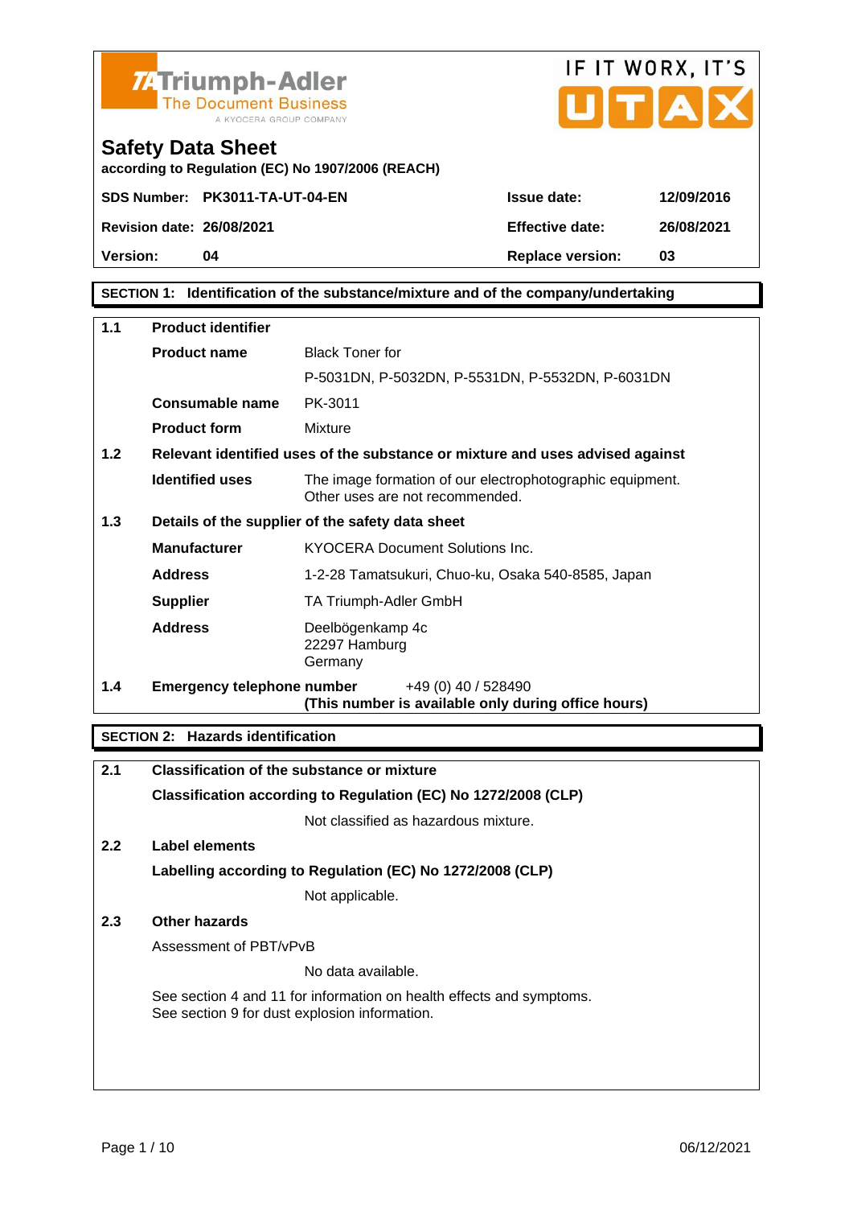Triumph-Adler
The Document Business
A KYOCERA GROUP COMPANY

IF IT WORX, IT'S UTAX

# Safety Data Sheet

**according to Regulation (EC) No 1907/2006 (REACH)**

| | | | |
|---|---|---|---|
| **SDS Number:** | **PK3011-TA-UT-04-EN** | **Issue date:** | **12/09/2016** |
| **Revision date:** | **26/08/2021** | **Effective date:** | **26/08/2021** |
| **Version:** | **04** | **Replace version:** | **03** |

## SECTION 1: Identification of the substance/mixture and of the company/undertaking

**1.1 Product identifier**

| | |
|---|---|
| **Product name** | Black Toner for P-5031DN, P-5032DN, P-5531DN, P-5532DN, P-6031DN |
| **Consumable name** | PK-3011 |
| **Product form** | Mixture |

**1.2 Relevant identified uses of the substance or mixture and uses advised against**

| | |
|---|---|
| **Identified uses** | The image formation of our electrophotographic equipment. Other uses are not recommended. |

**1.3 Details of the supplier of the safety data sheet**

| | |
|---|---|
| **Manufacturer** | KYOCERA Document Solutions Inc. |
| **Address** | 1-2-28 Tamatsukuri, Chuo-ku, Osaka 540-8585, Japan |
| **Supplier** | TA Triumph-Adler GmbH |
| **Address** | Deelbögenkamp 4c<br>22297 Hamburg<br>Germany |

**1.4 Emergency telephone number** +49 (0) 40 / 528490
**(This number is available only during office hours)**

## SECTION 2: Hazards identification

**2.1 Classification of the substance or mixture**

**Classification according to Regulation (EC) No 1272/2008 (CLP)**

Not classified as hazardous mixture.

**2.2 Label elements**

**Labelling according to Regulation (EC) No 1272/2008 (CLP)**

Not applicable.

**2.3 Other hazards**

Assessment of PBT/vPvB

No data available.

See section 4 and 11 for information on health effects and symptoms.
See section 9 for dust explosion information.

06/12/2021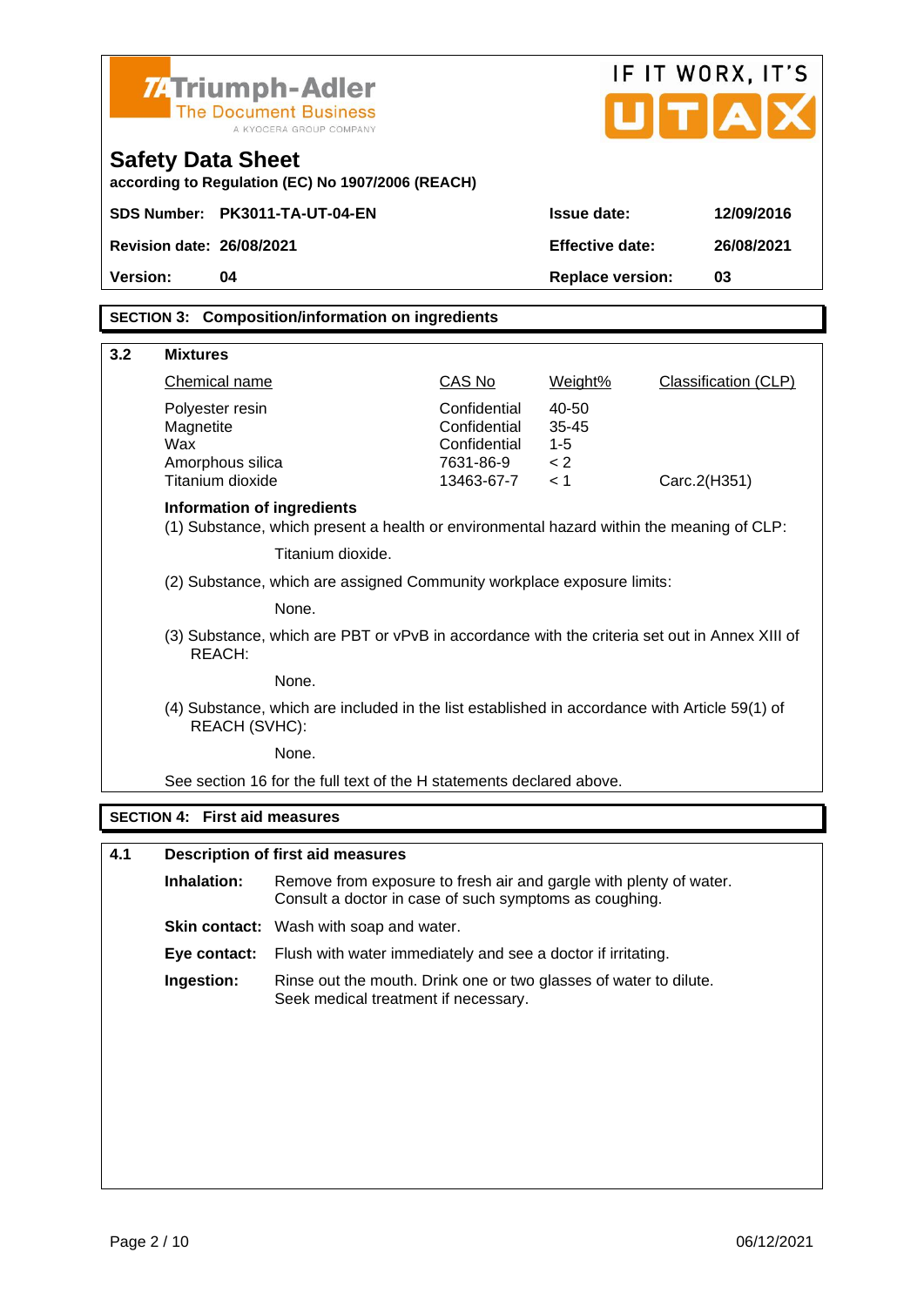**Safety Data Sheet**

**according to Regulation (EC) No 1907/2006 (REACH)**

| | | | |
|---|---|---|---|
| **SDS Number:** | **PK3011-TA-UT-04-EN** | **Issue date:** | **12/09/2016** |
| **Revision date:** | **26/08/2021** | **Effective date:** | **26/08/2021** |
| **Version:** | **04** | **Replace version:** | **03** |

## SECTION 3: Composition/information on ingredients

### 3.2 Mixtures

| Chemical name | CAS No | Weight% | Classification (CLP) |
|---|---|---|---|
| Polyester resin | Confidential | 40-50 | |
| Magnetite | Confidential | 35-45 | |
| Wax | Confidential | 1-5 | |
| Amorphous silica | 7631-86-9 | < 2 | |
| Titanium dioxide | 13463-67-7 | < 1 | Carc.2(H351) |

**Information of ingredients**

(1) Substance, which present a health or environmental hazard within the meaning of CLP:

Titanium dioxide.

(2) Substance, which are assigned Community workplace exposure limits:

None.

(3) Substance, which are PBT or vPvB in accordance with the criteria set out in Annex XIII of REACH:

None.

(4) Substance, which are included in the list established in accordance with Article 59(1) of REACH (SVHC):

None.

See section 16 for the full text of the H statements declared above.

## SECTION 4: First aid measures

### 4.1 Description of first aid measures

**Inhalation:** Remove from exposure to fresh air and gargle with plenty of water. Consult a doctor in case of such symptoms as coughing.

**Skin contact:** Wash with soap and water.

**Eye contact:** Flush with water immediately and see a doctor if irritating.

**Ingestion:** Rinse out the mouth. Drink one or two glasses of water to dilute. Seek medical treatment if necessary.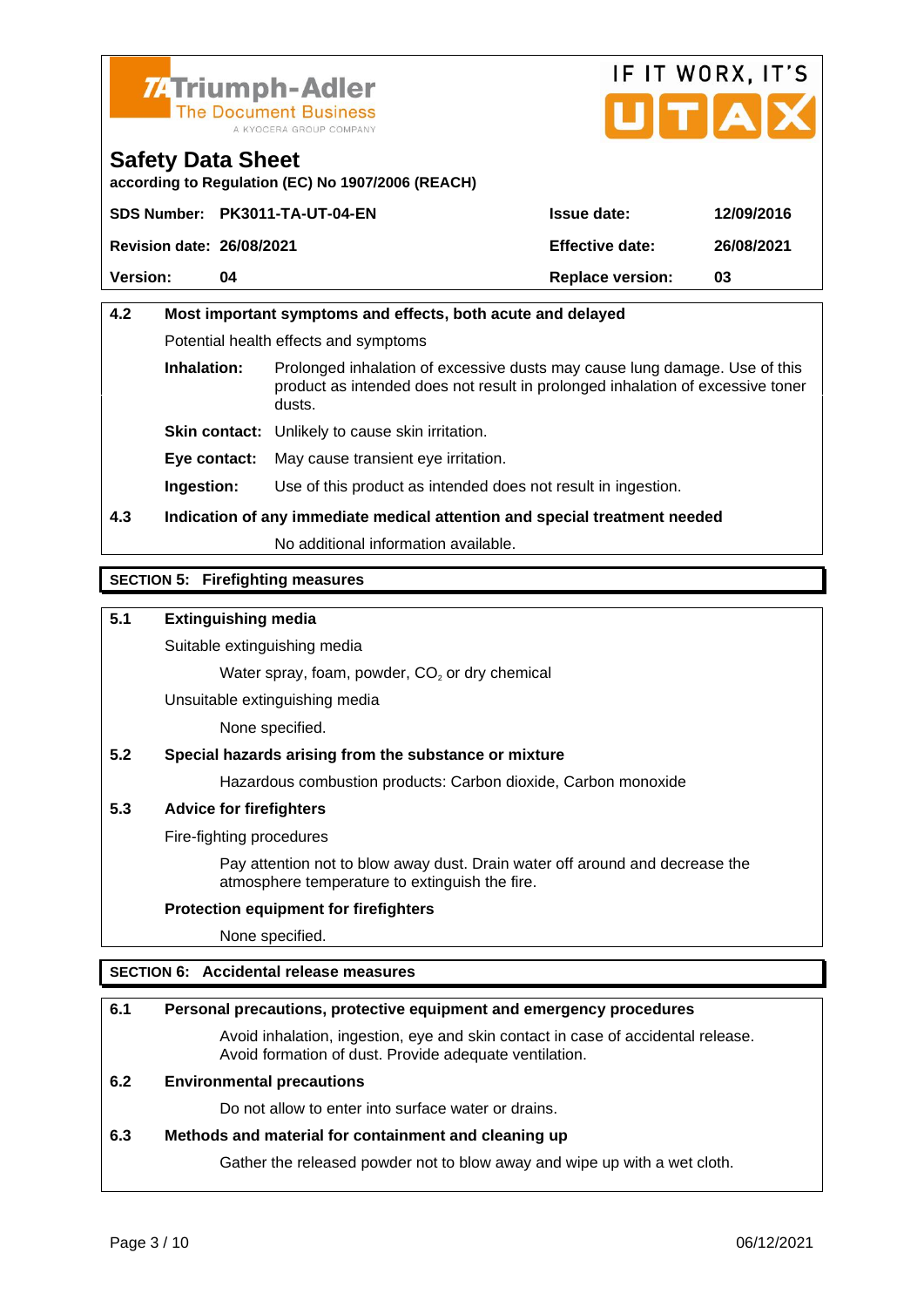**Safety Data Sheet**
**according to Regulation (EC) No 1907/2006 (REACH)**

| | | | |
|---|---|---|---|
| **SDS Number:** | **PK3011-TA-UT-04-EN** | **Issue date:** | **12/09/2016** |
| **Revision date:** | **26/08/2021** | **Effective date:** | **26/08/2021** |
| **Version:** | **04** | **Replace version:** | **03** |

**4.2 Most important symptoms and effects, both acute and delayed**

Potential health effects and symptoms

**Inhalation:** Prolonged inhalation of excessive dusts may cause lung damage. Use of this product as intended does not result in prolonged inhalation of excessive toner dusts.

**Skin contact:** Unlikely to cause skin irritation.

**Eye contact:** May cause transient eye irritation.

**Ingestion:** Use of this product as intended does not result in ingestion.

**4.3 Indication of any immediate medical attention and special treatment needed**

No additional information available.

## SECTION 5: Firefighting measures

**5.1 Extinguishing media**

Suitable extinguishing media

Water spray, foam, powder, $CO_2$ or dry chemical

Unsuitable extinguishing media

None specified.

**5.2 Special hazards arising from the substance or mixture**

Hazardous combustion products: Carbon dioxide, Carbon monoxide

**5.3 Advice for firefighters**

Fire-fighting procedures

Pay attention not to blow away dust. Drain water off around and decrease the atmosphere temperature to extinguish the fire.

**Protection equipment for firefighters**

None specified.

## SECTION 6: Accidental release measures

**6.1 Personal precautions, protective equipment and emergency procedures**

Avoid inhalation, ingestion, eye and skin contact in case of accidental release. Avoid formation of dust. Provide adequate ventilation.

**6.2 Environmental precautions**

Do not allow to enter into surface water or drains.

**6.3 Methods and material for containment and cleaning up**

Gather the released powder not to blow away and wipe up with a wet cloth.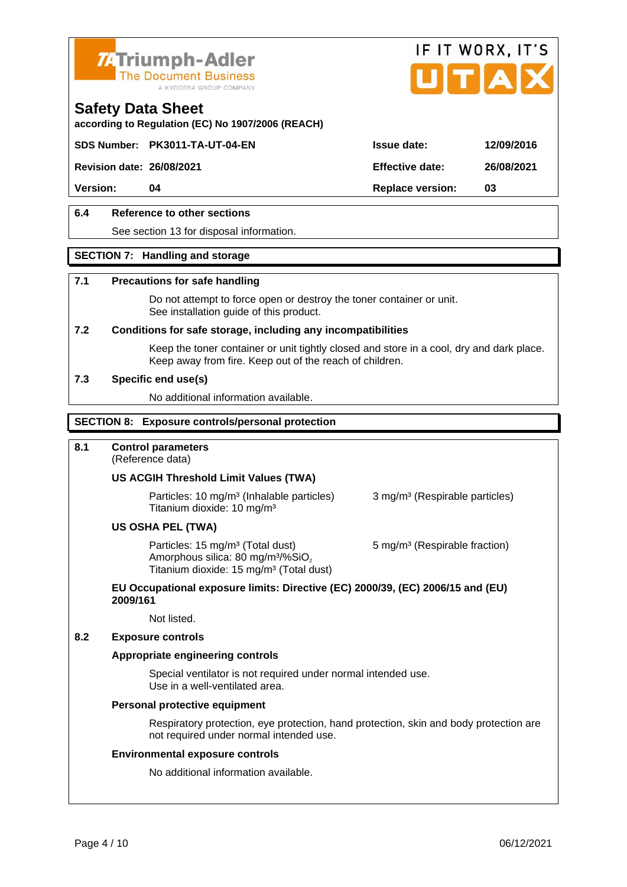### 6.4 Reference to other sections

See section 13 for disposal information.

## SECTION 7: Handling and storage

### 7.1 Precautions for safe handling

Do not attempt to force open or destroy the toner container or unit.
See installation guide of this product.

### 7.2 Conditions for safe storage, including any incompatibilities

Keep the toner container or unit tightly closed and store in a cool, dry and dark place.
Keep away from fire. Keep out of the reach of children.

### 7.3 Specific end use(s)

No additional information available.

## SECTION 8: Exposure controls/personal protection

### 8.1 Control parameters

(Reference data)

**US ACGIH Threshold Limit Values (TWA)**

Particles: 10 mg/m³ (Inhalable particles) 3 mg/m³ (Respirable particles)
Titanium dioxide: 10 mg/m³

**US OSHA PEL (TWA)**

Particles: 15 mg/m³ (Total dust) 5 mg/m³ (Respirable fraction)
Amorphous silica: 80 mg/m³/%$SiO_2$
Titanium dioxide: 15 mg/m³ (Total dust)

**EU Occupational exposure limits: Directive (EC) 2000/39, (EC) 2006/15 and (EU) 2009/161**

Not listed.

### 8.2 Exposure controls

**Appropriate engineering controls**

Special ventilator is not required under normal intended use.
Use in a well-ventilated area.

**Personal protective equipment**

Respiratory protection, eye protection, hand protection, skin and body protection are not required under normal intended use.

**Environmental exposure controls**

No additional information available.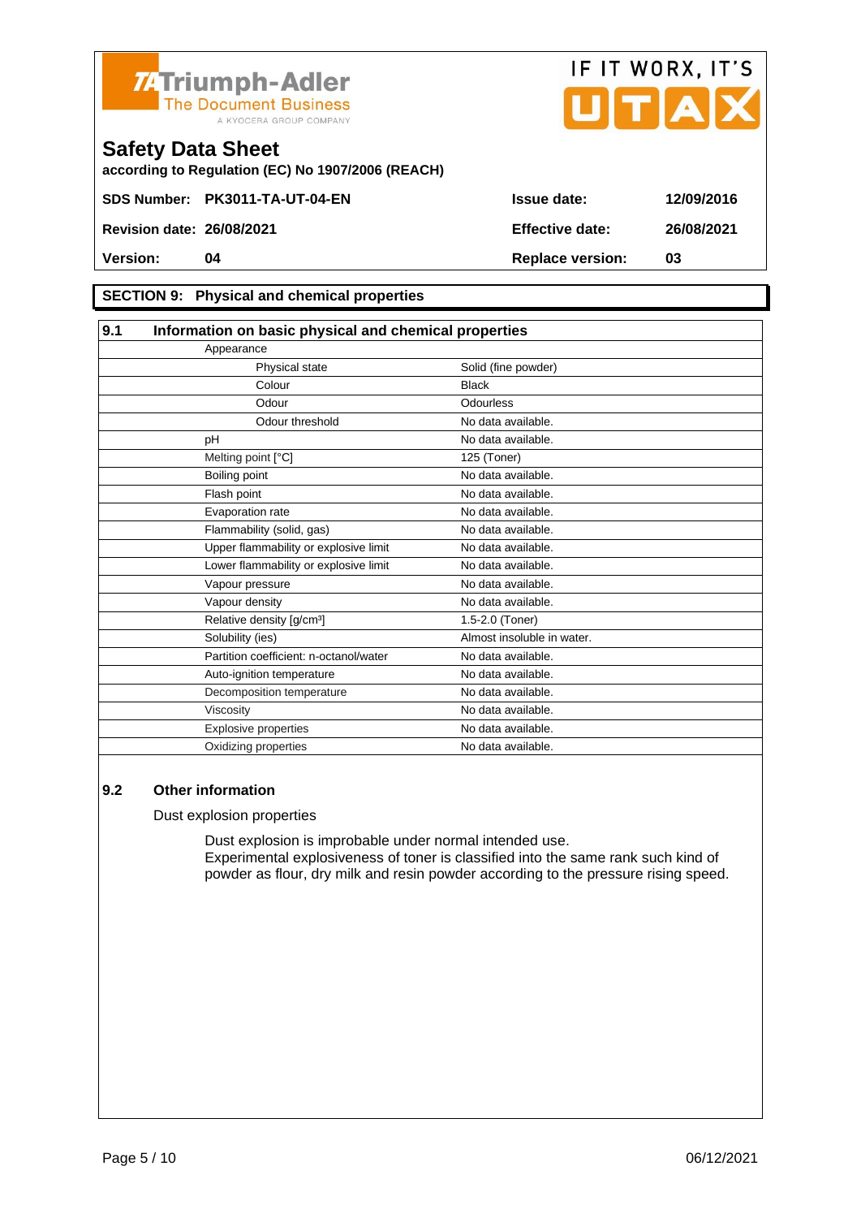## SECTION 9: Physical and chemical properties

### 9.1 Information on basic physical and chemical properties

| Property | Value |
|---|---|
| Appearance | |
| Physical state | Solid (fine powder) |
| Colour | Black |
| Odour | Odourless |
| Odour threshold | No data available. |
| pH | No data available. |
| Melting point [°C] | 125 (Toner) |
| Boiling point | No data available. |
| Flash point | No data available. |
| Evaporation rate | No data available. |
| Flammability (solid, gas) | No data available. |
| Upper flammability or explosive limit | No data available. |
| Lower flammability or explosive limit | No data available. |
| Vapour pressure | No data available. |
| Vapour density | No data available. |
| Relative density [g/cm³] | 1.5-2.0 (Toner) |
| Solubility (ies) | Almost insoluble in water. |
| Partition coefficient: n-octanol/water | No data available. |
| Auto-ignition temperature | No data available. |
| Decomposition temperature | No data available. |
| Viscosity | No data available. |
| Explosive properties | No data available. |
| Oxidizing properties | No data available. |

### 9.2 Other information

Dust explosion properties

Dust explosion is improbable under normal intended use.
Experimental explosiveness of toner is classified into the same rank such kind of powder as flour, dry milk and resin powder according to the pressure rising speed.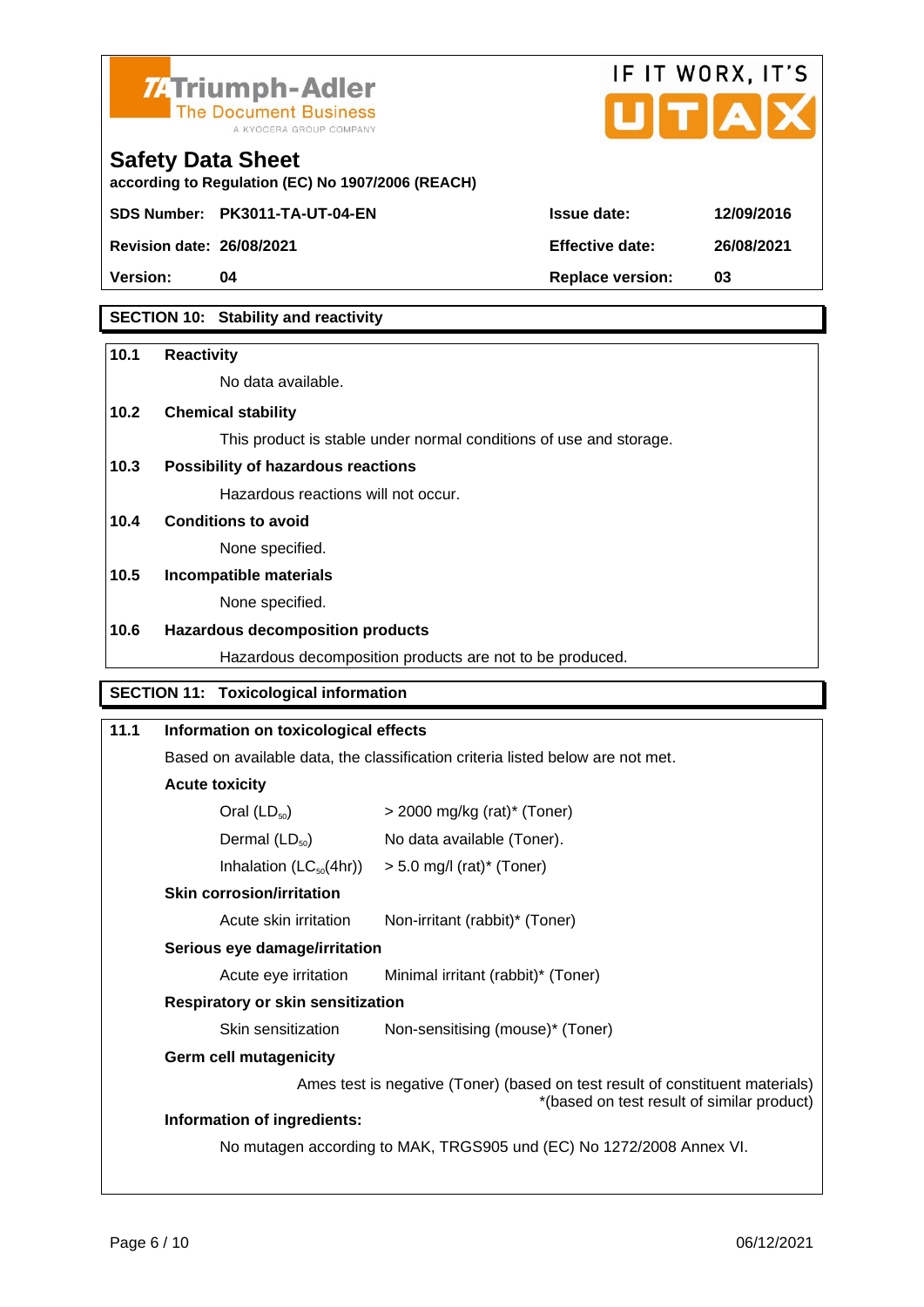**Safety Data Sheet**

**according to Regulation (EC) No 1907/2006 (REACH)**

| | | | |
|---|---|---|---|
| **SDS Number:** | **PK3011-TA-UT-04-EN** | **Issue date:** | **12/09/2016** |
| **Revision date:** | **26/08/2021** | **Effective date:** | **26/08/2021** |
| **Version:** | **04** | **Replace version:** | **03** |

## SECTION 10: Stability and reactivity

**10.1 Reactivity**

No data available.

**10.2 Chemical stability**

This product is stable under normal conditions of use and storage.

**10.3 Possibility of hazardous reactions**

Hazardous reactions will not occur.

**10.4 Conditions to avoid**

None specified.

**10.5 Incompatible materials**

None specified.

**10.6 Hazardous decomposition products**

Hazardous decomposition products are not to be produced.

## SECTION 11: Toxicological information

**11.1 Information on toxicological effects**

Based on available data, the classification criteria listed below are not met.

**Acute toxicity**

| | |
|---|---|
| Oral ($LD_{50}$) | > 2000 mg/kg (rat)* (Toner) |
| Dermal ($LD_{50}$) | No data available (Toner). |
| Inhalation ($LC_{50}$(4hr)) | > 5.0 mg/l (rat)* (Toner) |

**Skin corrosion/irritation**

| | |
|---|---|
| Acute skin irritation | Non-irritant (rabbit)* (Toner) |

**Serious eye damage/irritation**

| | |
|---|---|
| Acute eye irritation | Minimal irritant (rabbit)* (Toner) |

**Respiratory or skin sensitization**

| | |
|---|---|
| Skin sensitization | Non-sensitising (mouse)* (Toner) |

**Germ cell mutagenicity**

Ames test is negative (Toner) (based on test result of constituent materials)

*(based on test result of similar product)

**Information of ingredients:**

No mutagen according to MAK, TRGS905 und (EC) No 1272/2008 Annex VI.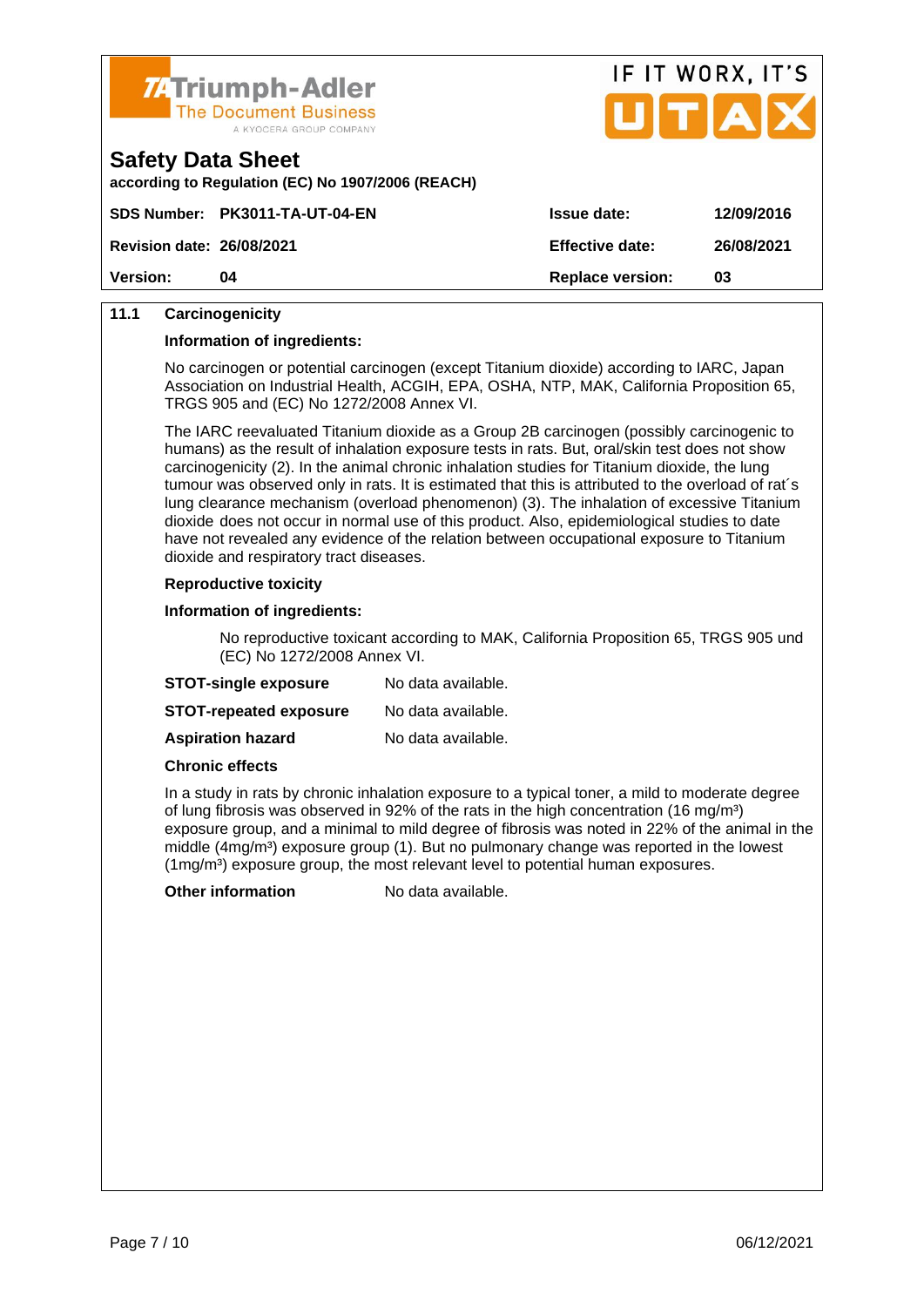### 11.1 Carcinogenicity

**Information of ingredients:**

No carcinogen or potential carcinogen (except Titanium dioxide) according to IARC, Japan Association on Industrial Health, ACGIH, EPA, OSHA, NTP, MAK, California Proposition 65, TRGS 905 and (EC) No 1272/2008 Annex VI.

The IARC reevaluated Titanium dioxide as a Group 2B carcinogen (possibly carcinogenic to humans) as the result of inhalation exposure tests in rats. But, oral/skin test does not show carcinogenicity (2). In the animal chronic inhalation studies for Titanium dioxide, the lung tumour was observed only in rats. It is estimated that this is attributed to the overload of rat´s lung clearance mechanism (overload phenomenon) (3). The inhalation of excessive Titanium dioxide does not occur in normal use of this product. Also, epidemiological studies to date have not revealed any evidence of the relation between occupational exposure to Titanium dioxide and respiratory tract diseases.

**Reproductive toxicity**

**Information of ingredients:**

No reproductive toxicant according to MAK, California Proposition 65, TRGS 905 und (EC) No 1272/2008 Annex VI.

**STOT-single exposure** No data available.

**STOT-repeated exposure** No data available.

**Aspiration hazard** No data available.

**Chronic effects**

In a study in rats by chronic inhalation exposure to a typical toner, a mild to moderate degree of lung fibrosis was observed in 92% of the rats in the high concentration (16 mg/m³) exposure group, and a minimal to mild degree of fibrosis was noted in 22% of the animal in the middle (4mg/m³) exposure group (1). But no pulmonary change was reported in the lowest (1mg/m³) exposure group, the most relevant level to potential human exposures.

**Other information** No data available.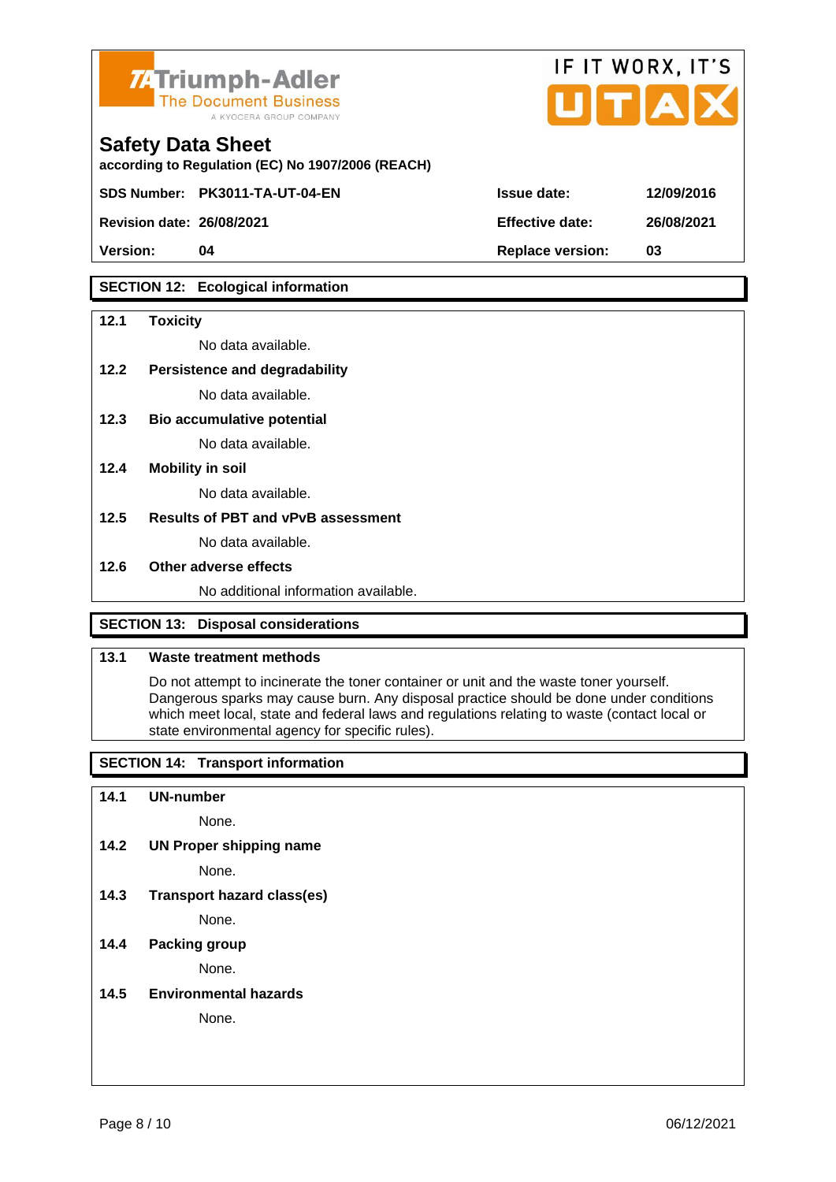## SECTION 12: Ecological information

**12.1 Toxicity**

No data available.

**12.2 Persistence and degradability**

No data available.

**12.3 Bio accumulative potential**

No data available.

**12.4 Mobility in soil**

No data available.

**12.5 Results of PBT and vPvB assessment**

No data available.

**12.6 Other adverse effects**

No additional information available.

## SECTION 13: Disposal considerations

**13.1 Waste treatment methods**

Do not attempt to incinerate the toner container or unit and the waste toner yourself. Dangerous sparks may cause burn. Any disposal practice should be done under conditions which meet local, state and federal laws and regulations relating to waste (contact local or state environmental agency for specific rules).

## SECTION 14: Transport information

**14.1 UN-number**

None.

**14.2 UN Proper shipping name**

None.

**14.3 Transport hazard class(es)**

None.

**14.4 Packing group**

None.

**14.5 Environmental hazards**

None.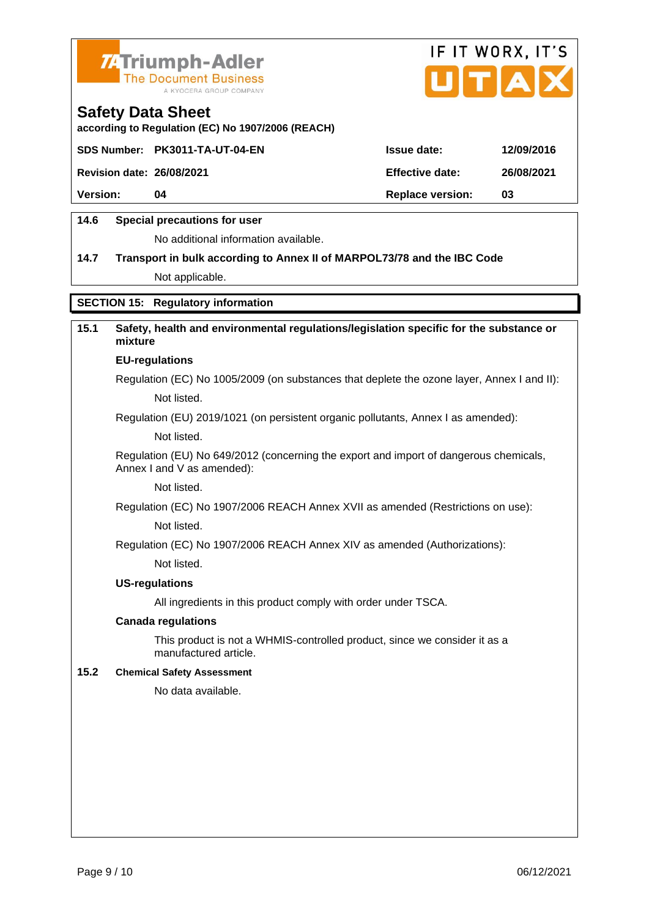**14.6 Special precautions for user**

No additional information available.

**14.7 Transport in bulk according to Annex II of MARPOL73/78 and the IBC Code**

Not applicable.

## SECTION 15: Regulatory information

**15.1 Safety, health and environmental regulations/legislation specific for the substance or mixture**

**EU-regulations**

Regulation (EC) No 1005/2009 (on substances that deplete the ozone layer, Annex I and II):

Not listed.

Regulation (EU) 2019/1021 (on persistent organic pollutants, Annex I as amended):

Not listed.

Regulation (EU) No 649/2012 (concerning the export and import of dangerous chemicals, Annex I and V as amended):

Not listed.

Regulation (EC) No 1907/2006 REACH Annex XVII as amended (Restrictions on use):

Not listed.

Regulation (EC) No 1907/2006 REACH Annex XIV as amended (Authorizations):

Not listed.

**US-regulations**

All ingredients in this product comply with order under TSCA.

**Canada regulations**

This product is not a WHMIS-controlled product, since we consider it as a manufactured article.

**15.2 Chemical Safety Assessment**

No data available.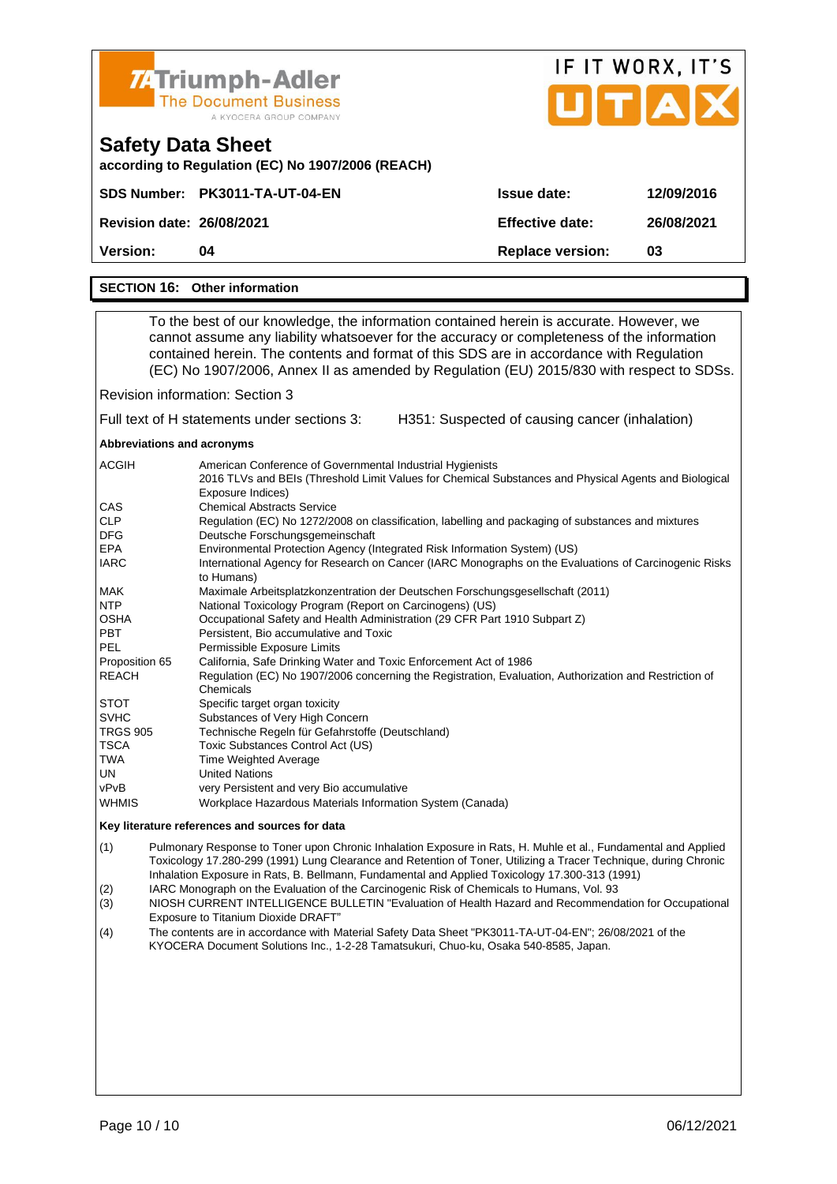# Safety Data Sheet

according to Regulation (EC) No 1907/2006 (REACH)

| | | | |
|---|---|---|---|
| **SDS Number:** | **PK3011-TA-UT-04-EN** | **Issue date:** | **12/09/2016** |
| **Revision date:** | **26/08/2021** | **Effective date:** | **26/08/2021** |
| **Version:** | **04** | **Replace version:** | **03** |

## SECTION 16: Other information

To the best of our knowledge, the information contained herein is accurate. However, we cannot assume any liability whatsoever for the accuracy or completeness of the information contained herein. The contents and format of this SDS are in accordance with Regulation (EC) No 1907/2006, Annex II as amended by Regulation (EU) 2015/830 with respect to SDSs.

Revision information: Section 3

Full text of H statements under sections 3: H351: Suspected of causing cancer (inhalation)

### Abbreviations and acronyms

| | |
|---|---|
| ACGIH | American Conference of Governmental Industrial Hygienists<br>2016 TLVs and BEIs (Threshold Limit Values for Chemical Substances and Physical Agents and Biological Exposure Indices) |
| CAS | Chemical Abstracts Service |
| CLP | Regulation (EC) No 1272/2008 on classification, labelling and packaging of substances and mixtures |
| DFG | Deutsche Forschungsgemeinschaft |
| EPA | Environmental Protection Agency (Integrated Risk Information System) (US) |
| IARC | International Agency for Research on Cancer (IARC Monographs on the Evaluations of Carcinogenic Risks to Humans) |
| MAK | Maximale Arbeitsplatzkonzentration der Deutschen Forschungsgesellschaft (2011) |
| NTP | National Toxicology Program (Report on Carcinogens) (US) |
| OSHA | Occupational Safety and Health Administration (29 CFR Part 1910 Subpart Z) |
| PBT | Persistent, Bio accumulative and Toxic |
| PEL | Permissible Exposure Limits |
| Proposition 65 | California, Safe Drinking Water and Toxic Enforcement Act of 1986 |
| REACH | Regulation (EC) No 1907/2006 concerning the Registration, Evaluation, Authorization and Restriction of Chemicals |
| STOT | Specific target organ toxicity |
| SVHC | Substances of Very High Concern |
| TRGS 905 | Technische Regeln für Gefahrstoffe (Deutschland) |
| TSCA | Toxic Substances Control Act (US) |
| TWA | Time Weighted Average |
| UN | United Nations |
| vPvB | very Persistent and very Bio accumulative |
| WHMIS | Workplace Hazardous Materials Information System (Canada) |

### Key literature references and sources for data

(1) Pulmonary Response to Toner upon Chronic Inhalation Exposure in Rats, H. Muhle et al., Fundamental and Applied Toxicology 17.280-299 (1991) Lung Clearance and Retention of Toner, Utilizing a Tracer Technique, during Chronic Inhalation Exposure in Rats, B. Bellmann, Fundamental and Applied Toxicology 17.300-313 (1991)

(2) IARC Monograph on the Evaluation of the Carcinogenic Risk of Chemicals to Humans, Vol. 93

(3) NIOSH CURRENT INTELLIGENCE BULLETIN "Evaluation of Health Hazard and Recommendation for Occupational Exposure to Titanium Dioxide DRAFT"

(4) The contents are in accordance with Material Safety Data Sheet "PK3011-TA-UT-04-EN"; 26/08/2021 of the KYOCERA Document Solutions Inc., 1-2-28 Tamatsukuri, Chuo-ku, Osaka 540-8585, Japan.